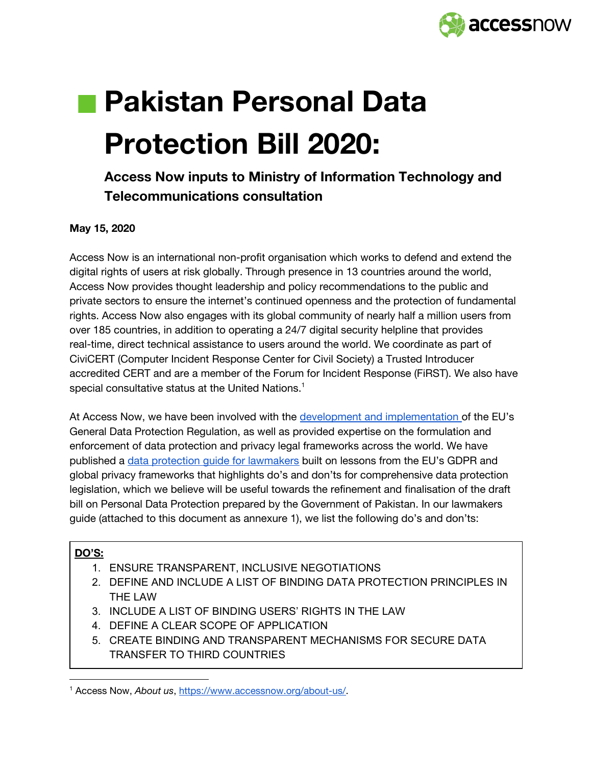# Pakistan Personal Data Protection Bill 2020:

### Access Now inputs to Ministry of Information Technology and Telecommunications consultation

**May 15, 2020**

Access Now is an international non-profit organisation which works to defend and extend the digital rights of users at risk globally. Through presence in 13 countries around the world, Access Now provides thought leadership and policy recommendations to the public and private sectors to ensure the internet's continued openness and the protection of fundamental rights. Access Now also engages with its global community of nearly half a million users from over 185 countries, in addition to operating a 24/7 digital security helpline that provides real-time, direct technical assistance to users around the world. We coordinate as part of CiviCERT (Computer Incident Response Center for Civil Society) a Trusted Introducer accredited CERT and are a member of the Forum for Incident Response (FiRST). We also have special consultative status at the United Nations.[1]

At Access Now, we have been involved with the development and implementation of the EU's General Data Protection Regulation, as well as provided expertise on the formulation and enforcement of data protection and privacy legal frameworks across the world. We have published a data protection guide for lawmakers built on lessons from the EU's GDPR and global privacy frameworks that highlights do's and don'ts for comprehensive data protection legislation, which we believe will be useful towards the refinement and finalisation of the draft bill on Personal Data Protection prepared by the Government of Pakistan. In our lawmakers guide (attached to this document as annexure 1), we list the following do's and don'ts:

**DO'S:**

1. ENSURE TRANSPARENT, INCLUSIVE NEGOTIATIONS
2. DEFINE AND INCLUDE A LIST OF BINDING DATA PROTECTION PRINCIPLES IN THE LAW
3. INCLUDE A LIST OF BINDING USERS' RIGHTS IN THE LAW
4. DEFINE A CLEAR SCOPE OF APPLICATION
5. CREATE BINDING AND TRANSPARENT MECHANISMS FOR SECURE DATA TRANSFER TO THIRD COUNTRIES

[1] Access Now, *About us*, https://www.accessnow.org/about-us/.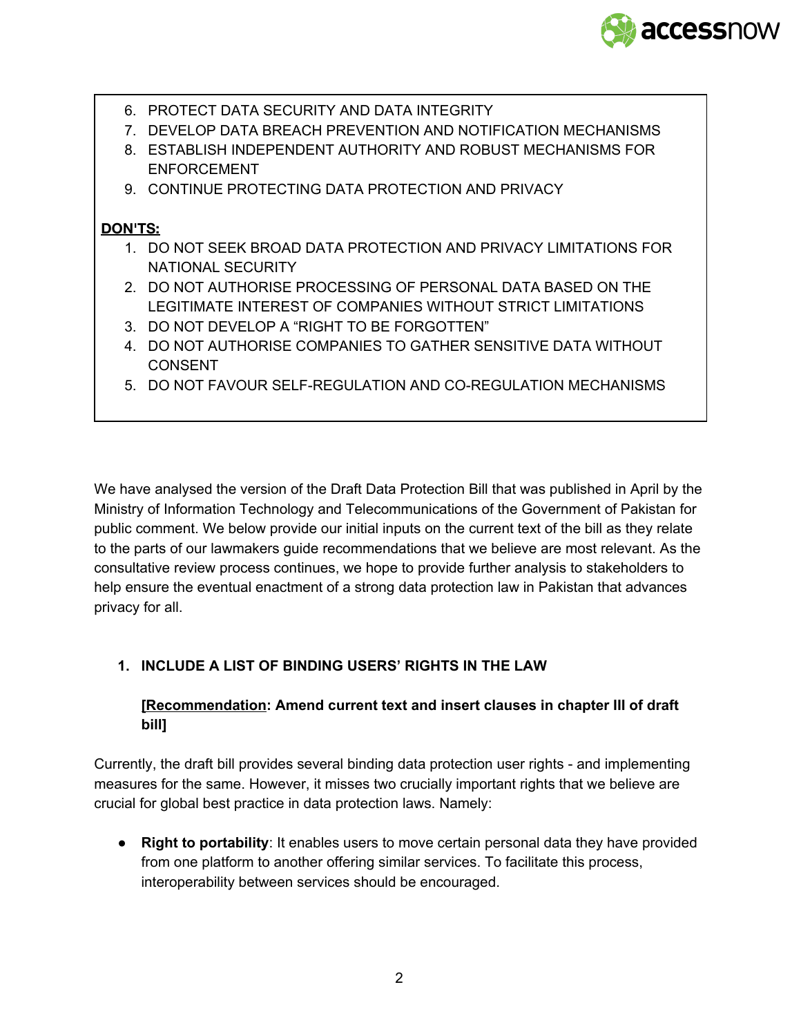6. PROTECT DATA SECURITY AND DATA INTEGRITY
7. DEVELOP DATA BREACH PREVENTION AND NOTIFICATION MECHANISMS
8. ESTABLISH INDEPENDENT AUTHORITY AND ROBUST MECHANISMS FOR ENFORCEMENT
9. CONTINUE PROTECTING DATA PROTECTION AND PRIVACY

**DON'TS:**

1. DO NOT SEEK BROAD DATA PROTECTION AND PRIVACY LIMITATIONS FOR NATIONAL SECURITY
2. DO NOT AUTHORISE PROCESSING OF PERSONAL DATA BASED ON THE LEGITIMATE INTEREST OF COMPANIES WITHOUT STRICT LIMITATIONS
3. DO NOT DEVELOP A "RIGHT TO BE FORGOTTEN"
4. DO NOT AUTHORISE COMPANIES TO GATHER SENSITIVE DATA WITHOUT CONSENT
5. DO NOT FAVOUR SELF-REGULATION AND CO-REGULATION MECHANISMS

We have analysed the version of the Draft Data Protection Bill that was published in April by the Ministry of Information Technology and Telecommunications of the Government of Pakistan for public comment. We below provide our initial inputs on the current text of the bill as they relate to the parts of our lawmakers guide recommendations that we believe are most relevant. As the consultative review process continues, we hope to provide further analysis to stakeholders to help ensure the eventual enactment of a strong data protection law in Pakistan that advances privacy for all.

## 1. INCLUDE A LIST OF BINDING USERS' RIGHTS IN THE LAW

**[Recommendation: Amend current text and insert clauses in chapter III of draft bill]**

Currently, the draft bill provides several binding data protection user rights - and implementing measures for the same. However, it misses two crucially important rights that we believe are crucial for global best practice in data protection laws. Namely:

- **Right to portability**: It enables users to move certain personal data they have provided from one platform to another offering similar services. To facilitate this process, interoperability between services should be encouraged.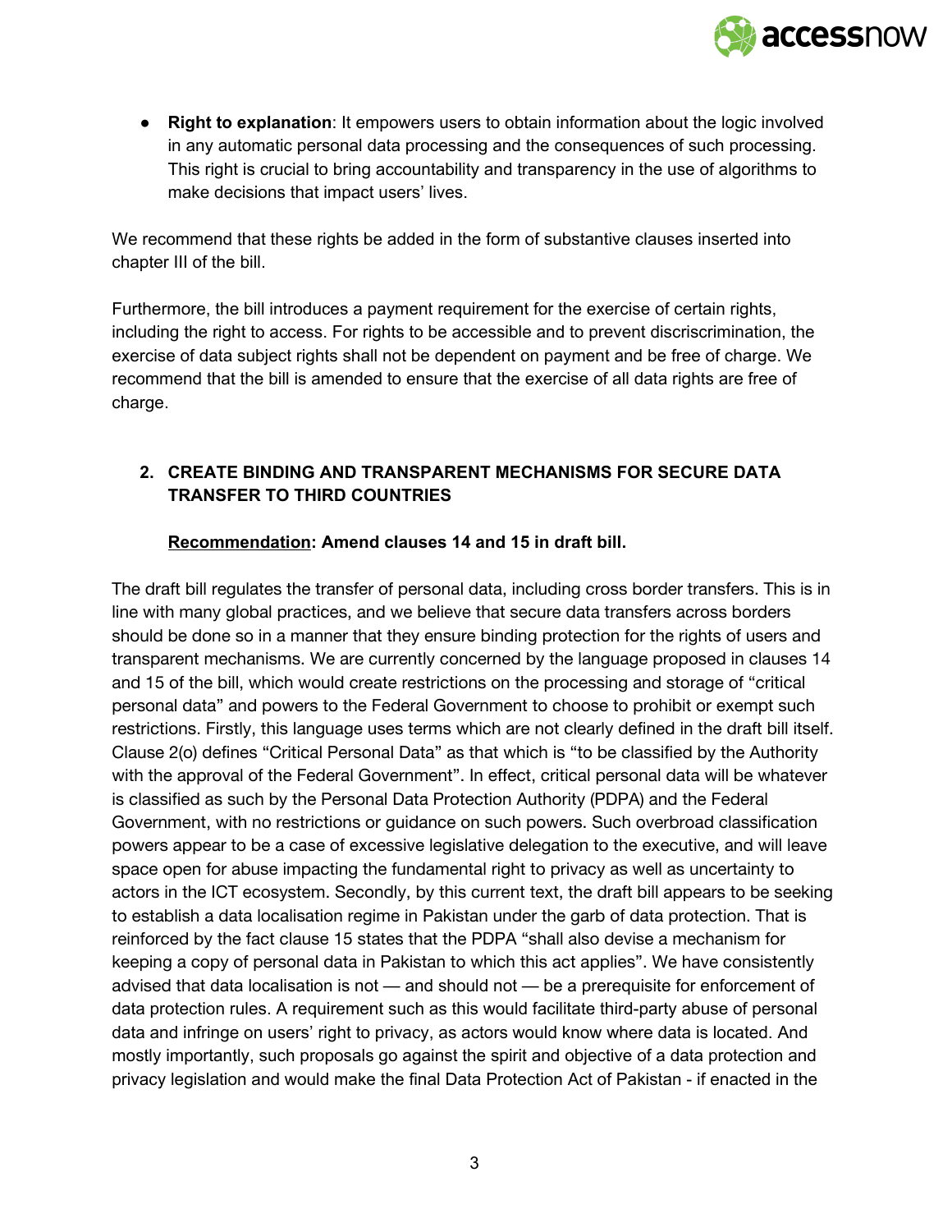- **Right to explanation**: It empowers users to obtain information about the logic involved in any automatic personal data processing and the consequences of such processing. This right is crucial to bring accountability and transparency in the use of algorithms to make decisions that impact users' lives.

We recommend that these rights be added in the form of substantive clauses inserted into chapter III of the bill.

Furthermore, the bill introduces a payment requirement for the exercise of certain rights, including the right to access. For rights to be accessible and to prevent discriscrimination, the exercise of data subject rights shall not be dependent on payment and be free of charge. We recommend that the bill is amended to ensure that the exercise of all data rights are free of charge.

## 2. CREATE BINDING AND TRANSPARENT MECHANISMS FOR SECURE DATA TRANSFER TO THIRD COUNTRIES

**<u>Recommendation</u>: Amend clauses 14 and 15 in draft bill.**

The draft bill regulates the transfer of personal data, including cross border transfers. This is in line with many global practices, and we believe that secure data transfers across borders should be done so in a manner that they ensure binding protection for the rights of users and transparent mechanisms. We are currently concerned by the language proposed in clauses 14 and 15 of the bill, which would create restrictions on the processing and storage of "critical personal data" and powers to the Federal Government to choose to prohibit or exempt such restrictions. Firstly, this language uses terms which are not clearly defined in the draft bill itself. Clause 2(o) defines "Critical Personal Data" as that which is "to be classified by the Authority with the approval of the Federal Government". In effect, critical personal data will be whatever is classified as such by the Personal Data Protection Authority (PDPA) and the Federal Government, with no restrictions or guidance on such powers. Such overbroad classification powers appear to be a case of excessive legislative delegation to the executive, and will leave space open for abuse impacting the fundamental right to privacy as well as uncertainty to actors in the ICT ecosystem. Secondly, by this current text, the draft bill appears to be seeking to establish a data localisation regime in Pakistan under the garb of data protection. That is reinforced by the fact clause 15 states that the PDPA "shall also devise a mechanism for keeping a copy of personal data in Pakistan to which this act applies". We have consistently advised that data localisation is not — and should not — be a prerequisite for enforcement of data protection rules. A requirement such as this would facilitate third-party abuse of personal data and infringe on users' right to privacy, as actors would know where data is located. And mostly importantly, such proposals go against the spirit and objective of a data protection and privacy legislation and would make the final Data Protection Act of Pakistan - if enacted in the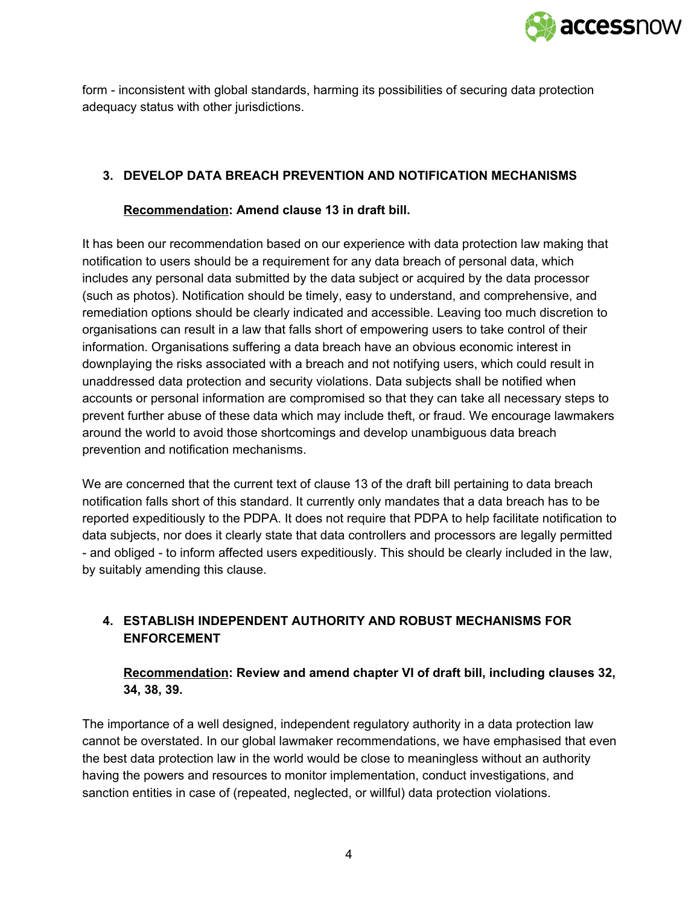form - inconsistent with global standards, harming its possibilities of securing data protection adequacy status with other jurisdictions.

## 3. DEVELOP DATA BREACH PREVENTION AND NOTIFICATION MECHANISMS

**Recommendation: Amend clause 13 in draft bill.**

It has been our recommendation based on our experience with data protection law making that notification to users should be a requirement for any data breach of personal data, which includes any personal data submitted by the data subject or acquired by the data processor (such as photos). Notification should be timely, easy to understand, and comprehensive, and remediation options should be clearly indicated and accessible. Leaving too much discretion to organisations can result in a law that falls short of empowering users to take control of their information. Organisations suffering a data breach have an obvious economic interest in downplaying the risks associated with a breach and not notifying users, which could result in unaddressed data protection and security violations. Data subjects shall be notified when accounts or personal information are compromised so that they can take all necessary steps to prevent further abuse of these data which may include theft, or fraud. We encourage lawmakers around the world to avoid those shortcomings and develop unambiguous data breach prevention and notification mechanisms.

We are concerned that the current text of clause 13 of the draft bill pertaining to data breach notification falls short of this standard. It currently only mandates that a data breach has to be reported expeditiously to the PDPA. It does not require that PDPA to help facilitate notification to data subjects, nor does it clearly state that data controllers and processors are legally permitted - and obliged - to inform affected users expeditiously. This should be clearly included in the law, by suitably amending this clause.

## 4. ESTABLISH INDEPENDENT AUTHORITY AND ROBUST MECHANISMS FOR ENFORCEMENT

**Recommendation: Review and amend chapter VI of draft bill, including clauses 32, 34, 38, 39.**

The importance of a well designed, independent regulatory authority in a data protection law cannot be overstated. In our global lawmaker recommendations, we have emphasised that even the best data protection law in the world would be close to meaningless without an authority having the powers and resources to monitor implementation, conduct investigations, and sanction entities in case of (repeated, neglected, or willful) data protection violations.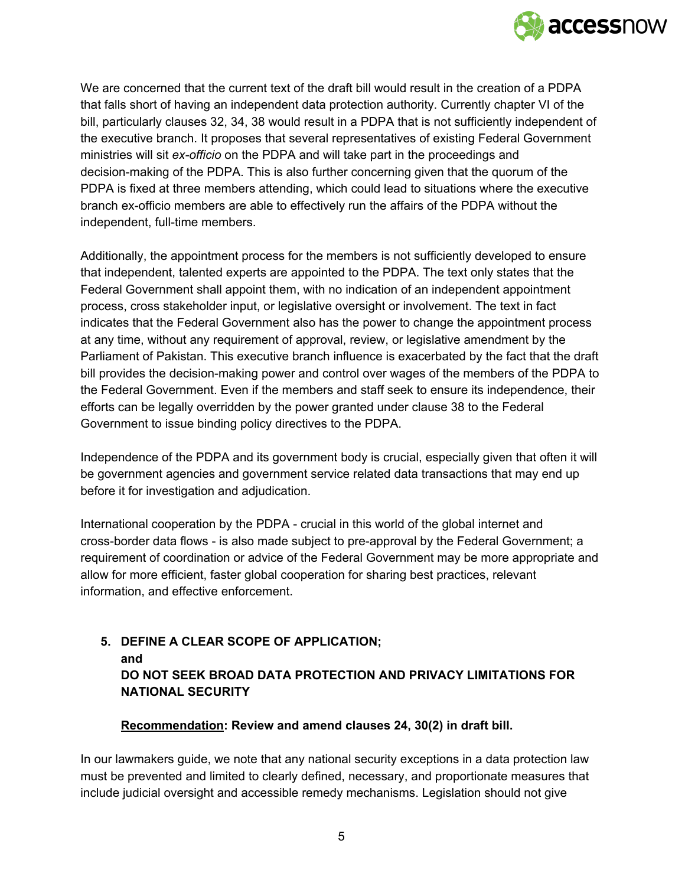We are concerned that the current text of the draft bill would result in the creation of a PDPA that falls short of having an independent data protection authority. Currently chapter VI of the bill, particularly clauses 32, 34, 38 would result in a PDPA that is not sufficiently independent of the executive branch. It proposes that several representatives of existing Federal Government ministries will sit *ex-officio* on the PDPA and will take part in the proceedings and decision-making of the PDPA. This is also further concerning given that the quorum of the PDPA is fixed at three members attending, which could lead to situations where the executive branch ex-officio members are able to effectively run the affairs of the PDPA without the independent, full-time members.

Additionally, the appointment process for the members is not sufficiently developed to ensure that independent, talented experts are appointed to the PDPA. The text only states that the Federal Government shall appoint them, with no indication of an independent appointment process, cross stakeholder input, or legislative oversight or involvement. The text in fact indicates that the Federal Government also has the power to change the appointment process at any time, without any requirement of approval, review, or legislative amendment by the Parliament of Pakistan. This executive branch influence is exacerbated by the fact that the draft bill provides the decision-making power and control over wages of the members of the PDPA to the Federal Government. Even if the members and staff seek to ensure its independence, their efforts can be legally overridden by the power granted under clause 38 to the Federal Government to issue binding policy directives to the PDPA.

Independence of the PDPA and its government body is crucial, especially given that often it will be government agencies and government service related data transactions that may end up before it for investigation and adjudication.

International cooperation by the PDPA - crucial in this world of the global internet and cross-border data flows - is also made subject to pre-approval by the Federal Government; a requirement of coordination or advice of the Federal Government may be more appropriate and allow for more efficient, faster global cooperation for sharing best practices, relevant information, and effective enforcement.

5. **DEFINE A CLEAR SCOPE OF APPLICATION; and DO NOT SEEK BROAD DATA PROTECTION AND PRIVACY LIMITATIONS FOR NATIONAL SECURITY**

   **Recommendation: Review and amend clauses 24, 30(2) in draft bill.**

In our lawmakers guide, we note that any national security exceptions in a data protection law must be prevented and limited to clearly defined, necessary, and proportionate measures that include judicial oversight and accessible remedy mechanisms. Legislation should not give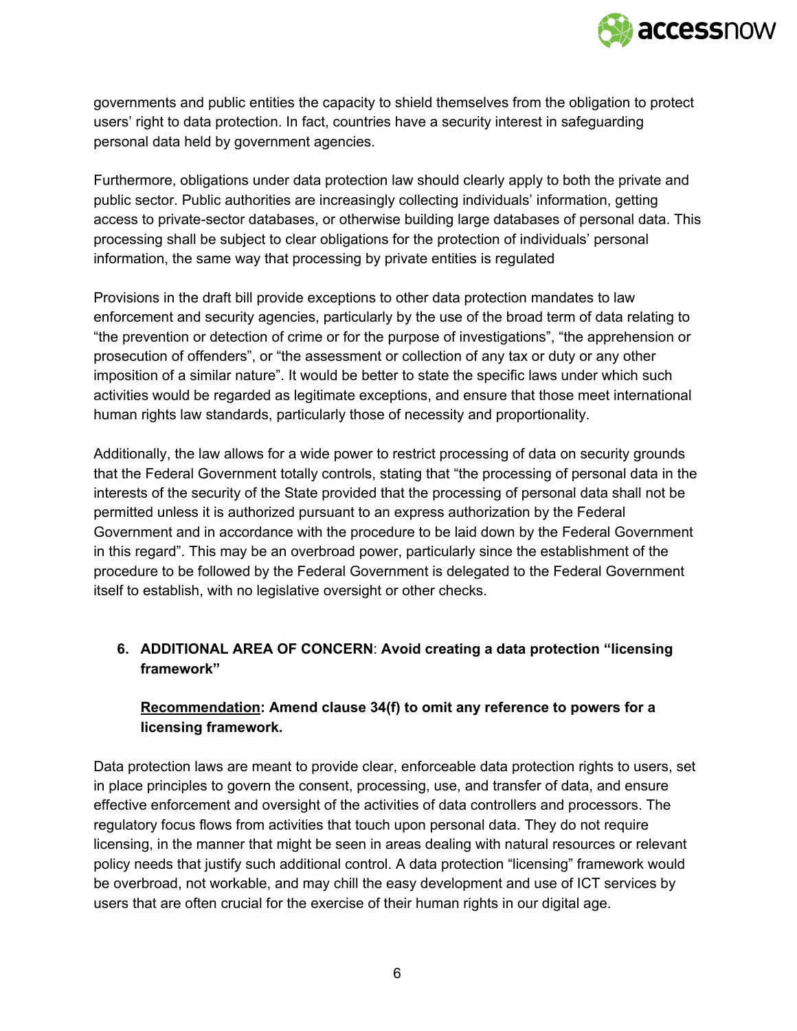governments and public entities the capacity to shield themselves from the obligation to protect users' right to data protection. In fact, countries have a security interest in safeguarding personal data held by government agencies.

Furthermore, obligations under data protection law should clearly apply to both the private and public sector. Public authorities are increasingly collecting individuals' information, getting access to private-sector databases, or otherwise building large databases of personal data. This processing shall be subject to clear obligations for the protection of individuals' personal information, the same way that processing by private entities is regulated

Provisions in the draft bill provide exceptions to other data protection mandates to law enforcement and security agencies, particularly by the use of the broad term of data relating to "the prevention or detection of crime or for the purpose of investigations", "the apprehension or prosecution of offenders", or "the assessment or collection of any tax or duty or any other imposition of a similar nature". It would be better to state the specific laws under which such activities would be regarded as legitimate exceptions, and ensure that those meet international human rights law standards, particularly those of necessity and proportionality.

Additionally, the law allows for a wide power to restrict processing of data on security grounds that the Federal Government totally controls, stating that "the processing of personal data in the interests of the security of the State provided that the processing of personal data shall not be permitted unless it is authorized pursuant to an express authorization by the Federal Government and in accordance with the procedure to be laid down by the Federal Government in this regard". This may be an overbroad power, particularly since the establishment of the procedure to be followed by the Federal Government is delegated to the Federal Government itself to establish, with no legislative oversight or other checks.

6. **ADDITIONAL AREA OF CONCERN**: **Avoid creating a data protection "licensing framework"**

   **<u>Recommendation</u>: Amend clause 34(f) to omit any reference to powers for a licensing framework.**

Data protection laws are meant to provide clear, enforceable data protection rights to users, set in place principles to govern the consent, processing, use, and transfer of data, and ensure effective enforcement and oversight of the activities of data controllers and processors. The regulatory focus flows from activities that touch upon personal data. They do not require licensing, in the manner that might be seen in areas dealing with natural resources or relevant policy needs that justify such additional control. A data protection "licensing" framework would be overbroad, not workable, and may chill the easy development and use of ICT services by users that are often crucial for the exercise of their human rights in our digital age.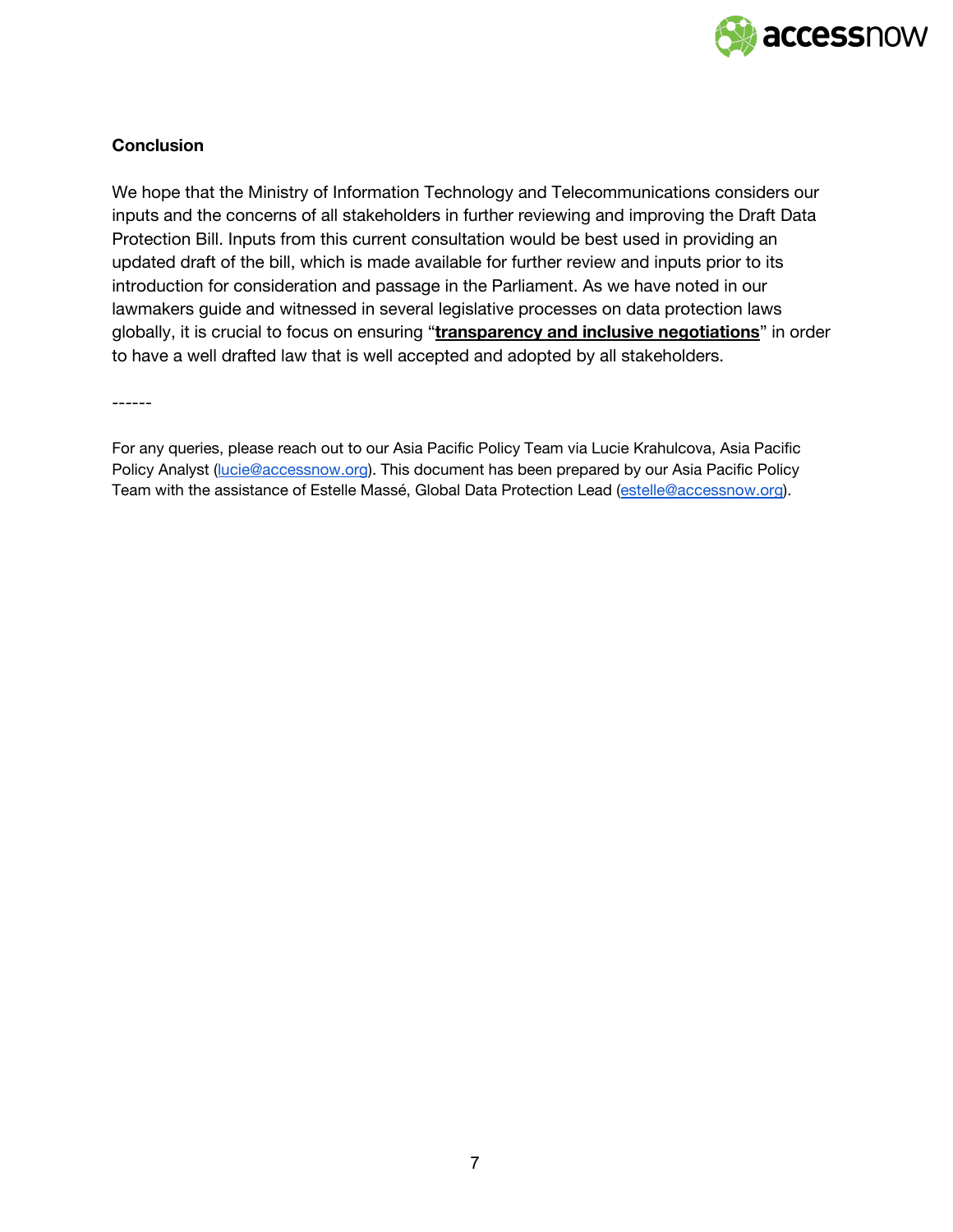**Conclusion**

We hope that the Ministry of Information Technology and Telecommunications considers our inputs and the concerns of all stakeholders in further reviewing and improving the Draft Data Protection Bill. Inputs from this current consultation would be best used in providing an updated draft of the bill, which is made available for further review and inputs prior to its introduction for consideration and passage in the Parliament. As we have noted in our lawmakers guide and witnessed in several legislative processes on data protection laws globally, it is crucial to focus on ensuring "**transparency and inclusive negotiations**" in order to have a well drafted law that is well accepted and adopted by all stakeholders.

------

For any queries, please reach out to our Asia Pacific Policy Team via Lucie Krahulcova, Asia Pacific Policy Analyst (lucie@accessnow.org). This document has been prepared by our Asia Pacific Policy Team with the assistance of Estelle Massé, Global Data Protection Lead (estelle@accessnow.org).